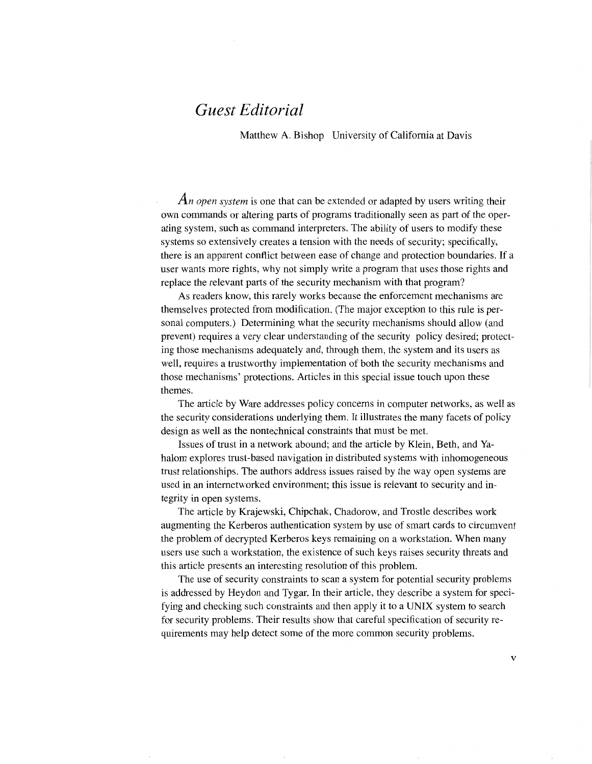# *Guest Editorial*

Matthew A. Bishop University of California at Davis

*An open system* is one that can be extended or adapted by users writing their own commands or altering parts of programs traditionally seen as part of the operating system, such as command interpreters. The ability of users to modify these systems so extensively creates a tension with the needs of security; specifically, there is an apparent conflict between ease of change and protection boundaries. If a user wants more rights, why not simply write a program that uses those rights and replace the relevant parts of the security mechanism with that program?

As readers know, this rarely works because the enforcement mechanisms are themselves protected from modification. (The major exception to this rule is personal computers.) Determining what the security mechanisms should allow (and prevent) requires a very clear understanding of the security policy desired; protecting those mechanisms adequately and, through them, the system and its users as well, requires a trustworthy implementation of both the security mechanisms and those mechanisms' protections. Articles in this special issue touch upon these themes.

The article by Ware addresses policy concerns in computer networks, as well as the security considerations underlying them. It illustrates the many facets of policy design as well as the nontechnical constraints that must be met.

Issues of trust in a network abound; and the article by Klein, Beth, and Yahalom explores trust-based navigation in distributed systems with inhomogeneous trust relationships. The authors address issues raised by the way open systems are used in an internetworked environment; this issue is relevant to security and integrity in open systems.

The article by Krajewski, Chipchak, Chadorow, and Trostle describes work augmenting the Kerberos authentication system by use of smart cards to circumvent the problem of decrypted Kerberos keys remaining on a workstation. When many users use such a workstation, the existence of such keys raises security threats and this article presents an interesting resolution of this problem.

The use of security constraints to scan a system for potential security problems is addressed by Heydon and Tygar. In their article, they describe a system for specifying and checking such constraints and then apply it to a UNIX system to search for security problems. Their results show that careful specification of security requirements may help detect some of the more common security problems.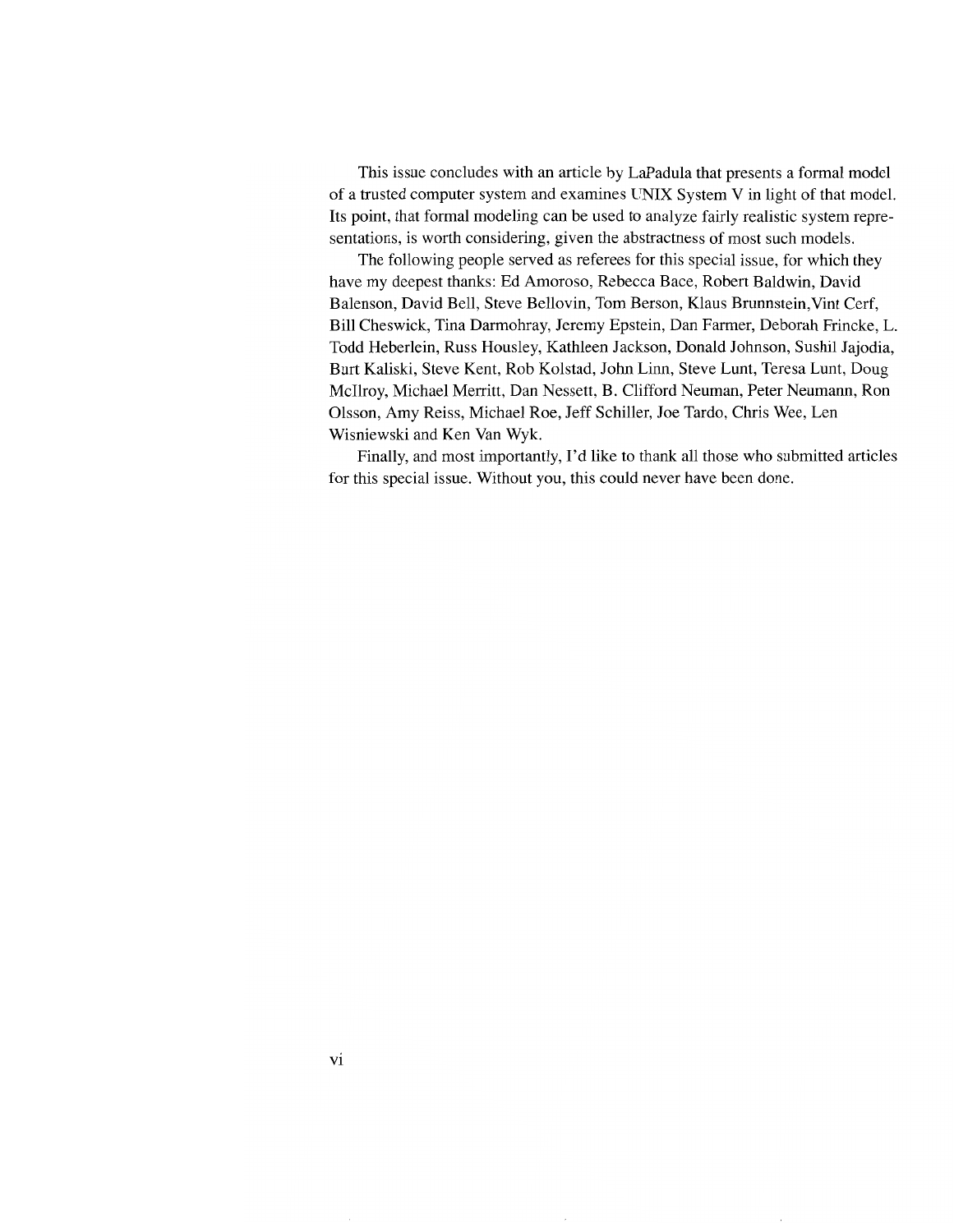This issue concludes with an article by LaPadula that presents a formal model of a trusted computer system and examines UNIX System V in light of that model. Its point, that formal modeling can be used to analyze fairly realistic system representations, is worth considering, given the abstractness of most such models.

The following people served as referees for this special issue, for which they have my deepest thanks: Ed Amoroso, Rebecca Bace, Robert Baldwin, David Balenson, David Bell, Steve Bellovin, Tom Berson, Klaus Brunnstein,Vint Cerf, Bill Cheswick, Tina Darmohray, Jeremy Epstein, Dan Farmer, Deborah Frincke, L. Todd Heberlein, Russ Housley, Kathleen Jackson, Donald Johnson, Sushil Jajodia, Burt Kaliski, Steve Kent, Rob Kolstad, John Linn, Steve Lunt, Teresa Lunt, Doug McIlroy, Michael Merritt, Dan Nessett, B. Clifford Neuman, Peter Neumann, Ron Olsson, Amy Reiss, Michael Roe, Jeff Schiller, Joe Tardo, Chris Wee, Len Wisniewski and Ken Van Wyk.

Finally, and most importantly, I'd like to thank all those who submitted articles for this special issue. Without you, this could never have been done.